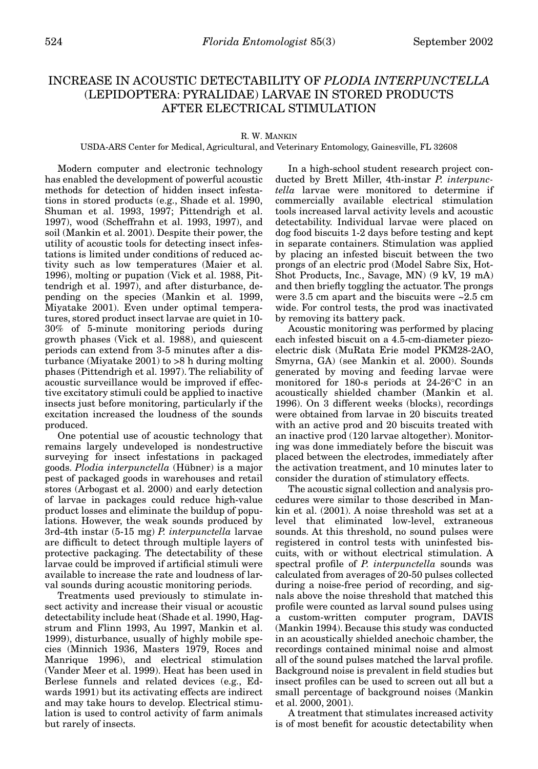# INCREASE IN ACOUSTIC DETECTABILITY OF *PLODIA INTERPUNCTELLA* (LEPIDOPTERA: PYRALIDAE) LARVAE IN STORED PRODUCTS AFTER ELECTRICAL STIMULATION

R. W. MANKIN

USDA-ARS Center for Medical, Agricultural, and Veterinary Entomology, Gainesville, FL 32608

Modern computer and electronic technology has enabled the development of powerful acoustic methods for detection of hidden insect infestations in stored products (e.g., Shade et al. 1990, Shuman et al. 1993, 1997; Pittendrigh et al. 1997), wood (Scheffrahn et al. 1993, 1997), and soil (Mankin et al. 2001). Despite their power, the utility of acoustic tools for detecting insect infestations is limited under conditions of reduced activity such as low temperatures (Maier et al. 1996), molting or pupation (Vick et al. 1988, Pittendrigh et al. 1997), and after disturbance, depending on the species (Mankin et al. 1999, Miyatake 2001). Even under optimal temperatures, stored product insect larvae are quiet in 10-30% of 5-minute monitoring periods during growth phases (Vick et al. 1988), and quiescent periods can extend from 3-5 minutes after a disturbance (Miyatake 2001) to >8 h during molting phases (Pittendrigh et al. 1997). The reliability of acoustic surveillance would be improved if effective excitatory stimuli could be applied to inactive insects just before monitoring, particularly if the excitation increased the loudness of the sounds produced.

One potential use of acoustic technology that remains largely undeveloped is nondestructive surveying for insect infestations in packaged goods. *Plodia interpunctella* (Hübner) is a major pest of packaged goods in warehouses and retail stores (Arbogast et al. 2000) and early detection of larvae in packages could reduce high-value product losses and eliminate the buildup of populations. However, the weak sounds produced by 3rd-4th instar (5-15 mg) *P. interpunctella* larvae are difficult to detect through multiple layers of protective packaging. The detectability of these larvae could be improved if artificial stimuli were available to increase the rate and loudness of larval sounds during acoustic monitoring periods.

Treatments used previously to stimulate insect activity and increase their visual or acoustic detectability include heat (Shade et al. 1990, Hagstrum and Flinn 1993, Au 1997, Mankin et al. 1999), disturbance, usually of highly mobile species (Minnich 1936, Masters 1979, Roces and Manrique 1996), and electrical stimulation (Vander Meer et al. 1999). Heat has been used in Berlese funnels and related devices (e.g., Edwards 1991) but its activating effects are indirect and may take hours to develop. Electrical stimulation is used to control activity of farm animals but rarely of insects.

In a high-school student research project conducted by Brett Miller, 4th-instar *P. interpunctella* larvae were monitored to determine if commercially available electrical stimulation tools increased larval activity levels and acoustic detectability. Individual larvae were placed on dog food biscuits 1-2 days before testing and kept in separate containers. Stimulation was applied by placing an infested biscuit between the two prongs of an electric prod (Model Sabre Six, Hot-Shot Products, Inc., Savage, MN) (9 kV, 19 mA) and then briefly toggling the actuator. The prongs were 3.5 cm apart and the biscuits were ~2.5 cm wide. For control tests, the prod was inactivated by removing its battery pack.

Acoustic monitoring was performed by placing each infested biscuit on a 4.5-cm-diameter piezoelectric disk (MuRata Erie model PKM28-2AO, Smyrna, GA) (see Mankin et al. 2000). Sounds generated by moving and feeding larvae were monitored for 180-s periods at 24-26°C in an acoustically shielded chamber (Mankin et al. 1996). On 3 different weeks (blocks), recordings were obtained from larvae in 20 biscuits treated with an active prod and 20 biscuits treated with an inactive prod (120 larvae altogether). Monitoring was done immediately before the biscuit was placed between the electrodes, immediately after the activation treatment, and 10 minutes later to consider the duration of stimulatory effects.

The acoustic signal collection and analysis procedures were similar to those described in Mankin et al. (2001). A noise threshold was set at a level that eliminated low-level, extraneous sounds. At this threshold, no sound pulses were registered in control tests with uninfested biscuits, with or without electrical stimulation. A spectral profile of *P. interpunctella* sounds was calculated from averages of 20-50 pulses collected during a noise-free period of recording, and signals above the noise threshold that matched this profile were counted as larval sound pulses using a custom-written computer program, DAVIS (Mankin 1994). Because this study was conducted in an acoustically shielded anechoic chamber, the recordings contained minimal noise and almost all of the sound pulses matched the larval profile. Background noise is prevalent in field studies but insect profiles can be used to screen out all but a small percentage of background noises (Mankin et al. 2000, 2001).

A treatment that stimulates increased activity is of most benefit for acoustic detectability when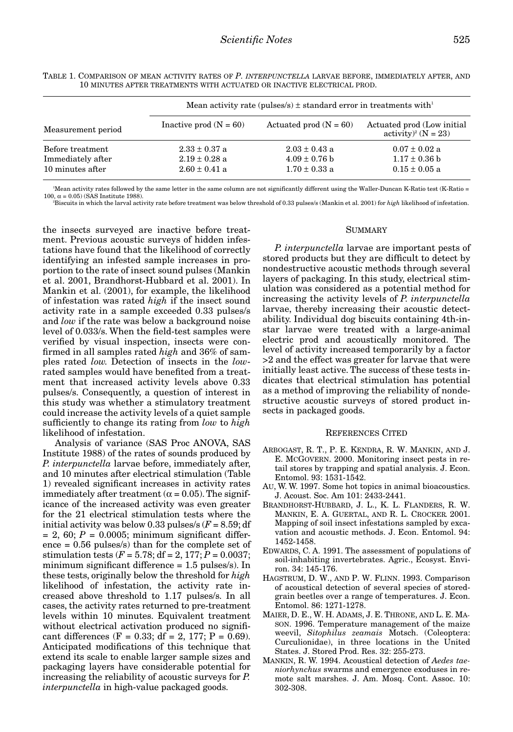Table 1. Comparison of mean activity rates of *P. interpunctella* larvae before, immediately after, and 10 minutes after treatments with actuated or inactive electrical prod.

| Measurement period | Mean activity rate (pulses/s) ± standard error in treatments with[1] | | |
|---|---|---|---|
| | Inactive prod (N = 60) | Actuated prod (N = 60) | Actuated prod (Low initial activity)[2] (N = 23) |
| Before treatment | 2.33 ± 0.37 a | 2.03 ± 0.43 a | 0.07 ± 0.02 a |
| Immediately after | 2.19 ± 0.28 a | 4.09 ± 0.76 b | 1.17 ± 0.36 b |
| 10 minutes after | 2.60 ± 0.41 a | 1.70 ± 0.33 a | 0.15 ± 0.05 a |

[1]Mean activity rates followed by the same letter in the same column are not significantly different using the Waller-Duncan K-Ratio test (K-Ratio = 100, $\alpha = 0.05$) (SAS Institute 1988).

[2]Biscuits in which the larval activity rate before treatment was below threshold of 0.33 pulses/s (Mankin et al. 2001) for *high* likelihood of infestation.

the insects surveyed are inactive before treatment. Previous acoustic surveys of hidden infestations have found that the likelihood of correctly identifying an infested sample increases in proportion to the rate of insect sound pulses (Mankin et al. 2001, Brandhorst-Hubbard et al. 2001). In Mankin et al. (2001), for example, the likelihood of infestation was rated *high* if the insect sound activity rate in a sample exceeded 0.33 pulses/s and *low* if the rate was below a background noise level of 0.033/s. When the field-test samples were verified by visual inspection, insects were confirmed in all samples rated *high* and 36% of samples rated *low*. Detection of insects in the *low*-rated samples would have benefited from a treatment that increased activity levels above 0.33 pulses/s. Consequently, a question of interest in this study was whether a stimulatory treatment could increase the activity levels of a quiet sample sufficiently to change its rating from *low* to *high* likelihood of infestation.

Analysis of variance (SAS Proc ANOVA, SAS Institute 1988) of the rates of sounds produced by *P. interpunctella* larvae before, immediately after, and 10 minutes after electrical stimulation (Table 1) revealed significant increases in activity rates immediately after treatment ($\alpha = 0.05$). The significance of the increased activity was even greater for the 21 electrical stimulation tests where the initial activity was below 0.33 pulses/s ($F = 8.59$; df = 2, 60; $P = 0.0005$; minimum significant difference = 0.56 pulses/s) than for the complete set of stimulation tests ($F = 5.78$; df = 2, 177; $P = 0.0037$; minimum significant difference = 1.5 pulses/s). In these tests, originally below the threshold for *high* likelihood of infestation, the activity rate increased above threshold to 1.17 pulses/s. In all cases, the activity rates returned to pre-treatment levels within 10 minutes. Equivalent treatment without electrical activation produced no significant differences ($F = 0.33$; df = 2, 177; $P = 0.69$). Anticipated modifications of this technique that extend its scale to enable larger sample sizes and packaging layers have considerable potential for increasing the reliability of acoustic surveys for *P. interpunctella* in high-value packaged goods.

## Summary

*P. interpunctella* larvae are important pests of stored products but they are difficult to detect by nondestructive acoustic methods through several layers of packaging. In this study, electrical stimulation was considered as a potential method for increasing the activity levels of *P. interpunctella* larvae, thereby increasing their acoustic detectability. Individual dog biscuits containing 4th-instar larvae were treated with a large-animal electric prod and acoustically monitored. The level of activity increased temporarily by a factor >2 and the effect was greater for larvae that were initially least active. The success of these tests indicates that electrical stimulation has potential as a method of improving the reliability of nondestructive acoustic surveys of stored product insects in packaged goods.

## References Cited

Arbogast, R. T., P. E. Kendra, R. W. Mankin, and J. E. McGovern. 2000. Monitoring insect pests in retail stores by trapping and spatial analysis. J. Econ. Entomol. 93: 1531-1542.

Au, W. W. 1997. Some hot topics in animal bioacoustics. J. Acoust. Soc. Am 101: 2433-2441.

Brandhorst-Hubbard, J. L., K. L. Flanders, R. W. Mankin, E. A. Guertal, and R. L. Crocker. 2001. Mapping of soil insect infestations sampled by excavation and acoustic methods. J. Econ. Entomol. 94: 1452-1458.

Edwards, C. A. 1991. The assessment of populations of soil-inhabiting invertebrates. Agric., Ecosyst. Environ. 34: 145-176.

Hagstrum, D. W., and P. W. Flinn. 1993. Comparison of acoustical detection of several species of stored-grain beetles over a range of temperatures. J. Econ. Entomol. 86: 1271-1278.

Maier, D. E., W. H. Adams, J. E. Throne, and L. E. Mason. 1996. Temperature management of the maize weevil, *Sitophilus zeamais* Motsch. (Coleoptera: Curculionidae), in three locations in the United States. J. Stored Prod. Res. 32: 255-273.

Mankin, R. W. 1994. Acoustical detection of *Aedes taeniorhynchus* swarms and emergence exoduses in remote salt marshes. J. Am. Mosq. Cont. Assoc. 10: 302-308.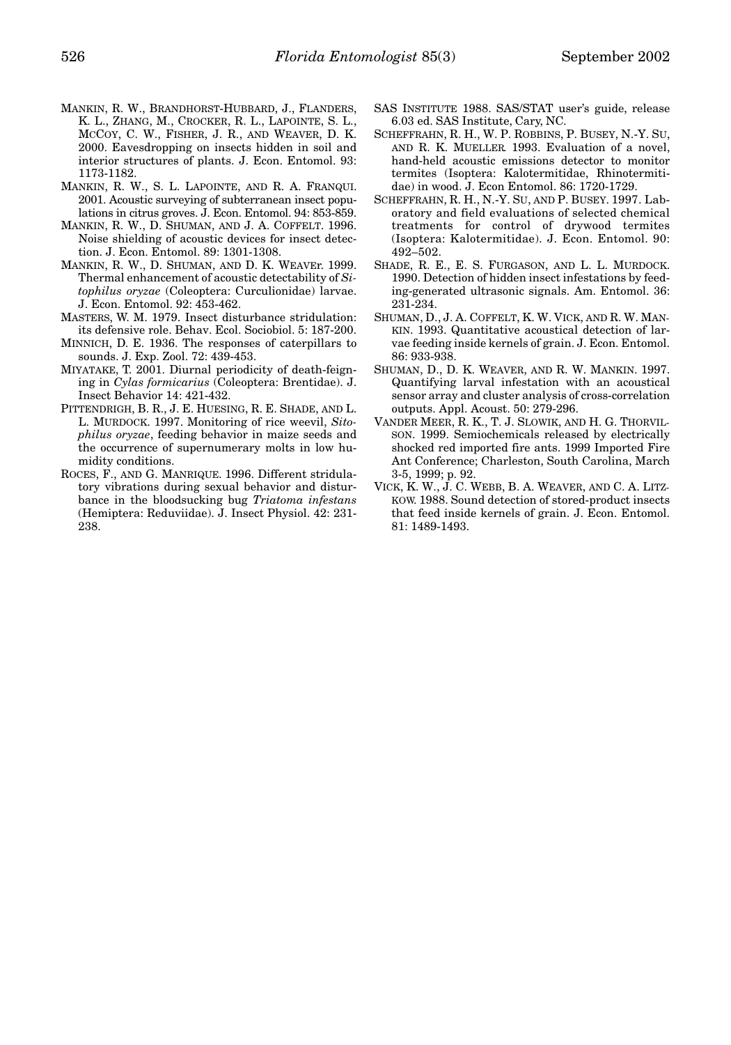MANKIN, R. W., BRANDHORST-HUBBARD, J., FLANDERS, K. L., ZHANG, M., CROCKER, R. L., LAPOINTE, S. L., MCCOY, C. W., FISHER, J. R., AND WEAVER, D. K. 2000. Eavesdropping on insects hidden in soil and interior structures of plants. J. Econ. Entomol. 93: 1173-1182.

MANKIN, R. W., S. L. LAPOINTE, AND R. A. FRANQUI. 2001. Acoustic surveying of subterranean insect populations in citrus groves. J. Econ. Entomol. 94: 853-859.

MANKIN, R. W., D. SHUMAN, AND J. A. COFFELT. 1996. Noise shielding of acoustic devices for insect detection. J. Econ. Entomol. 89: 1301-1308.

MANKIN, R. W., D. SHUMAN, AND D. K. WEAVER. 1999. Thermal enhancement of acoustic detectability of *Sitophilus oryzae* (Coleoptera: Curculionidae) larvae. J. Econ. Entomol. 92: 453-462.

MASTERS, W. M. 1979. Insect disturbance stridulation: its defensive role. Behav. Ecol. Sociobiol. 5: 187-200.

MINNICH, D. E. 1936. The responses of caterpillars to sounds. J. Exp. Zool. 72: 439-453.

MIYATAKE, T. 2001. Diurnal periodicity of death-feigning in *Cylas formicarius* (Coleoptera: Brentidae). J. Insect Behavior 14: 421-432.

PITTENDRIGH, B. R., J. E. HUESING, R. E. SHADE, AND L. L. MURDOCK. 1997. Monitoring of rice weevil, *Sitophilus oryzae*, feeding behavior in maize seeds and the occurrence of supernumerary molts in low humidity conditions.

ROCES, F., AND G. MANRIQUE. 1996. Different stridulatory vibrations during sexual behavior and disturbance in the bloodsucking bug *Triatoma infestans* (Hemiptera: Reduviidae). J. Insect Physiol. 42: 231-238.

SAS INSTITUTE 1988. SAS/STAT user's guide, release 6.03 ed. SAS Institute, Cary, NC.

SCHEFFRAHN, R. H., W. P. ROBBINS, P. BUSEY, N.-Y. SU, AND R. K. MUELLER. 1993. Evaluation of a novel, hand-held acoustic emissions detector to monitor termites (Isoptera: Kalotermitidae, Rhinotermitidae) in wood. J. Econ Entomol. 86: 1720-1729.

SCHEFFRAHN, R. H., N.-Y. SU, AND P. BUSEY. 1997. Laboratory and field evaluations of selected chemical treatments for control of drywood termites (Isoptera: Kalotermitidae). J. Econ. Entomol. 90: 492–502.

SHADE, R. E., E. S. FURGASON, AND L. L. MURDOCK. 1990. Detection of hidden insect infestations by feeding-generated ultrasonic signals. Am. Entomol. 36: 231-234.

SHUMAN, D., J. A. COFFELT, K. W. VICK, AND R. W. MANKIN. 1993. Quantitative acoustical detection of larvae feeding inside kernels of grain. J. Econ. Entomol. 86: 933-938.

SHUMAN, D., D. K. WEAVER, AND R. W. MANKIN. 1997. Quantifying larval infestation with an acoustical sensor array and cluster analysis of cross-correlation outputs. Appl. Acoust. 50: 279-296.

VANDER MEER, R. K., T. J. SLOWIK, AND H. G. THORVILSON. 1999. Semiochemicals released by electrically shocked red imported fire ants. 1999 Imported Fire Ant Conference; Charleston, South Carolina, March 3-5, 1999; p. 92.

VICK, K. W., J. C. WEBB, B. A. WEAVER, AND C. A. LITZKOW. 1988. Sound detection of stored-product insects that feed inside kernels of grain. J. Econ. Entomol. 81: 1489-1493.